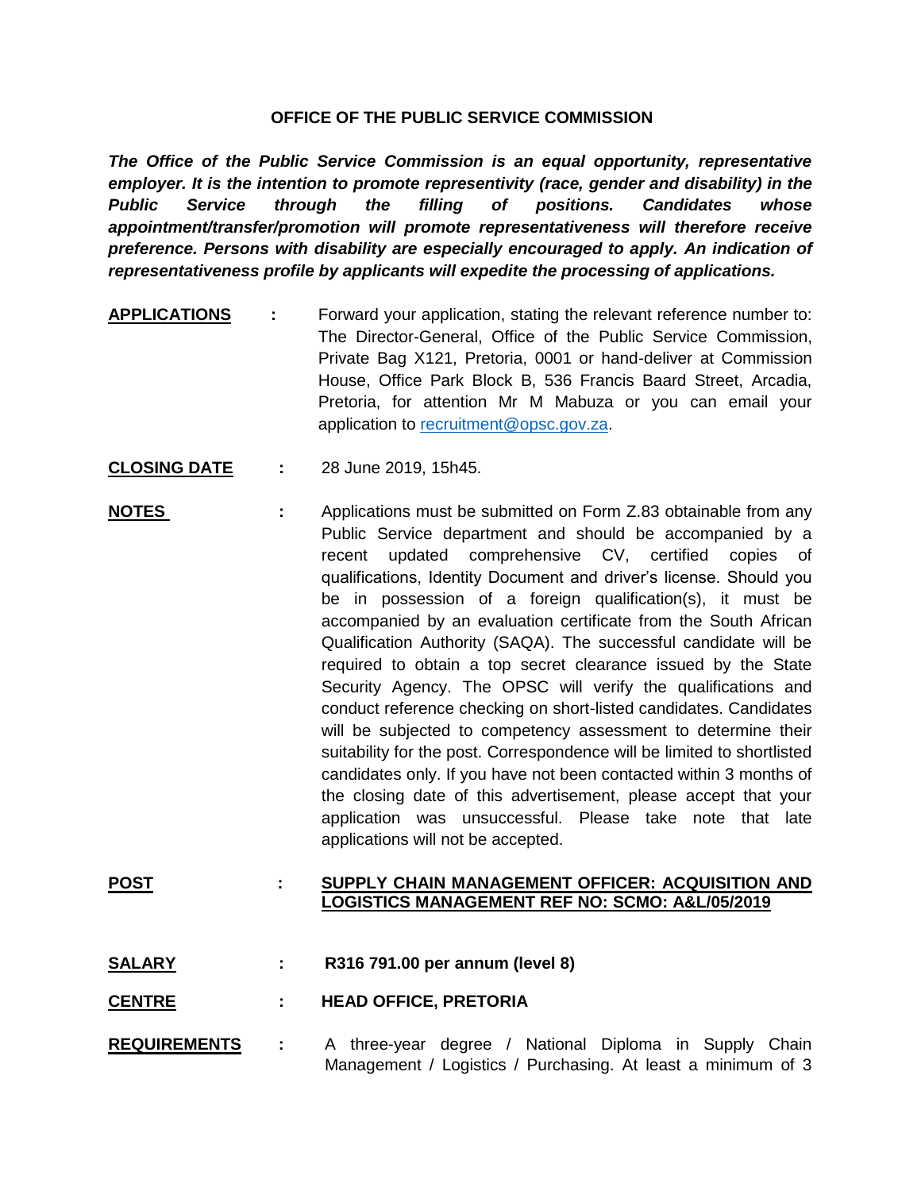# OFFICE OF THE PUBLIC SERVICE COMMISSION

***The Office of the Public Service Commission is an equal opportunity, representative employer. It is the intention to promote representivity (race, gender and disability) in the Public Service through the filling of positions. Candidates whose appointment/transfer/promotion will promote representativeness will therefore receive preference. Persons with disability are especially encouraged to apply. An indication of representativeness profile by applicants will expedite the processing of applications.***

**APPLICATIONS** : Forward your application, stating the relevant reference number to: The Director-General, Office of the Public Service Commission, Private Bag X121, Pretoria, 0001 or hand-deliver at Commission House, Office Park Block B, 536 Francis Baard Street, Arcadia, Pretoria, for attention Mr M Mabuza or you can email your application to recruitment@opsc.gov.za.

**CLOSING DATE** : 28 June 2019, 15h45.

**NOTES** : Applications must be submitted on Form Z.83 obtainable from any Public Service department and should be accompanied by a recent updated comprehensive CV, certified copies of qualifications, Identity Document and driver's license. Should you be in possession of a foreign qualification(s), it must be accompanied by an evaluation certificate from the South African Qualification Authority (SAQA). The successful candidate will be required to obtain a top secret clearance issued by the State Security Agency. The OPSC will verify the qualifications and conduct reference checking on short-listed candidates. Candidates will be subjected to competency assessment to determine their suitability for the post. Correspondence will be limited to shortlisted candidates only. If you have not been contacted within 3 months of the closing date of this advertisement, please accept that your application was unsuccessful. Please take note that late applications will not be accepted.

**POST** : **SUPPLY CHAIN MANAGEMENT OFFICER: ACQUISITION AND LOGISTICS MANAGEMENT REF NO: SCMO: A&L/05/2019**

**SALARY** : **R316 791.00 per annum (level 8)**

**CENTRE** : **HEAD OFFICE, PRETORIA**

**REQUIREMENTS** : A three-year degree / National Diploma in Supply Chain Management / Logistics / Purchasing. At least a minimum of 3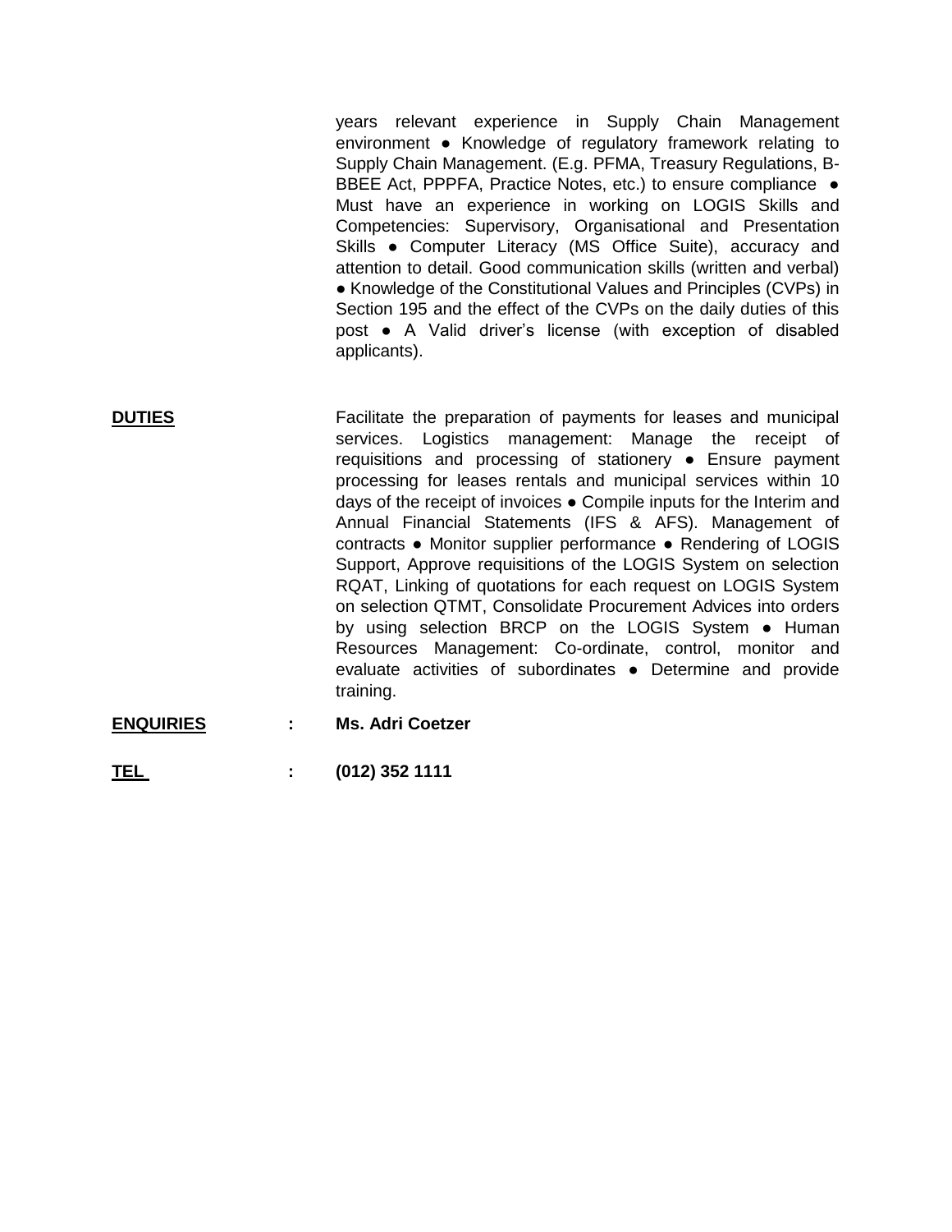years relevant experience in Supply Chain Management environment ● Knowledge of regulatory framework relating to Supply Chain Management. (E.g. PFMA, Treasury Regulations, B-BBEE Act, PPPFA, Practice Notes, etc.) to ensure compliance ● Must have an experience in working on LOGIS Skills and Competencies: Supervisory, Organisational and Presentation Skills ● Computer Literacy (MS Office Suite), accuracy and attention to detail. Good communication skills (written and verbal) ● Knowledge of the Constitutional Values and Principles (CVPs) in Section 195 and the effect of the CVPs on the daily duties of this post ● A Valid driver's license (with exception of disabled applicants).

**DUTIES**

Facilitate the preparation of payments for leases and municipal services. Logistics management: Manage the receipt of requisitions and processing of stationery ● Ensure payment processing for leases rentals and municipal services within 10 days of the receipt of invoices ● Compile inputs for the Interim and Annual Financial Statements (IFS & AFS). Management of contracts ● Monitor supplier performance ● Rendering of LOGIS Support, Approve requisitions of the LOGIS System on selection RQAT, Linking of quotations for each request on LOGIS System on selection QTMT, Consolidate Procurement Advices into orders by using selection BRCP on the LOGIS System ● Human Resources Management: Co-ordinate, control, monitor and evaluate activities of subordinates ● Determine and provide training.

**ENQUIRIES** : **Ms. Adri Coetzer**

**TEL** : **(012) 352 1111**